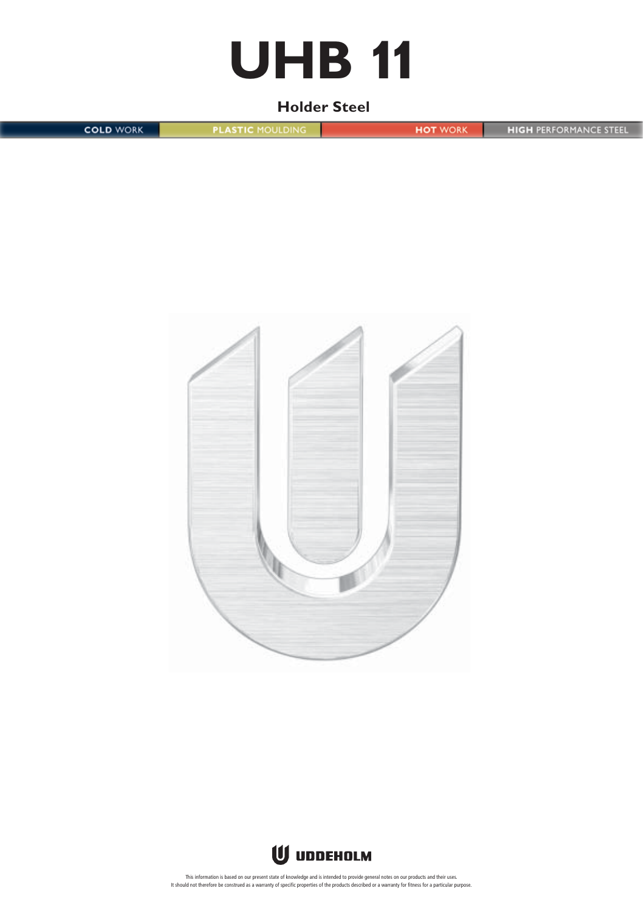# UHB 11

**Holder Steel**

COLD WORK | PLASTIC MOULDING | HOT WORK | HIGH PERFORMANCE STEEL

UDDEHOLM

This information is based on our present state of knowledge and is intended to provide general notes on our products and their uses.
It should not therefore be construed as a warranty of specific properties of the products described or a warranty for fitness for a particular purpose.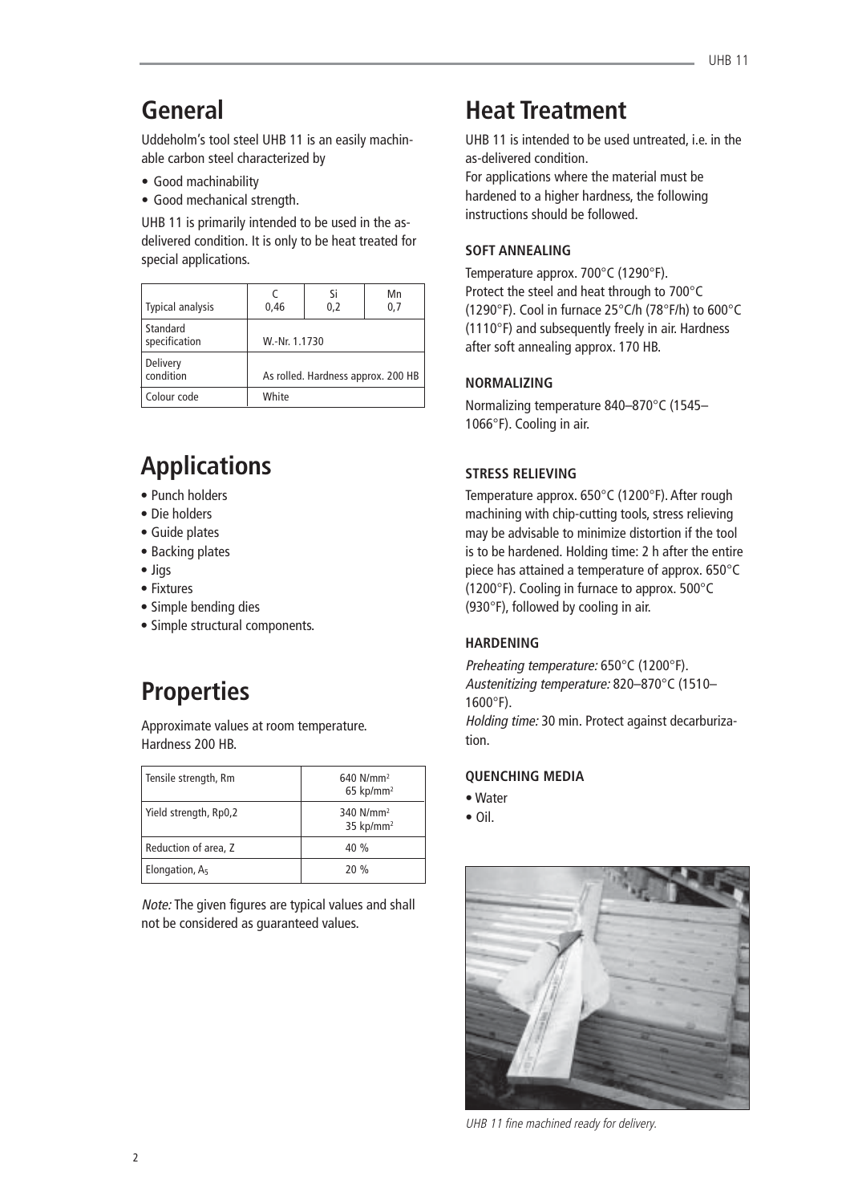## General

Uddeholm's tool steel UHB 11 is an easily machinable carbon steel characterized by

- Good machinability
- Good mechanical strength.

UHB 11 is primarily intended to be used in the as-delivered condition. It is only to be heat treated for special applications.

| Typical analysis | C 0,46 | Si 0,2 | Mn 0,7 |
|---|---|---|---|
| Standard specification | W.-Nr. 1.1730 | | |
| Delivery condition | As rolled. Hardness approx. 200 HB | | |
| Colour code | White | | |

## Applications

- Punch holders
- Die holders
- Guide plates
- Backing plates
- Jigs
- Fixtures
- Simple bending dies
- Simple structural components.

## Properties

Approximate values at room temperature. Hardness 200 HB.

| | |
|---|---|
| Tensile strength, Rm | 640 N/mm$^2$ 65 kp/mm$^2$ |
| Yield strength, Rp0,2 | 340 N/mm$^2$ 35 kp/mm$^2$ |
| Reduction of area, Z | 40 % |
| Elongation, $A_5$ | 20 % |

*Note:* The given figures are typical values and shall not be considered as guaranteed values.

## Heat Treatment

UHB 11 is intended to be used untreated, i.e. in the as-delivered condition.
For applications where the material must be hardened to a higher hardness, the following instructions should be followed.

### SOFT ANNEALING

Temperature approx. 700°C (1290°F).
Protect the steel and heat through to 700°C (1290°F). Cool in furnace 25°C/h (78°F/h) to 600°C (1110°F) and subsequently freely in air. Hardness after soft annealing approx. 170 HB.

### NORMALIZING

Normalizing temperature 840–870°C (1545–1066°F). Cooling in air.

### STRESS RELIEVING

Temperature approx. 650°C (1200°F). After rough machining with chip-cutting tools, stress relieving may be advisable to minimize distortion if the tool is to be hardened. Holding time: 2 h after the entire piece has attained a temperature of approx. 650°C (1200°F). Cooling in furnace to approx. 500°C (930°F), followed by cooling in air.

### HARDENING

*Preheating temperature:* 650°C (1200°F).
*Austenitizing temperature:* 820–870°C (1510–1600°F).
*Holding time:* 30 min. Protect against decarburization.

### QUENCHING MEDIA

- Water
- Oil.

*UHB 11 fine machined ready for delivery.*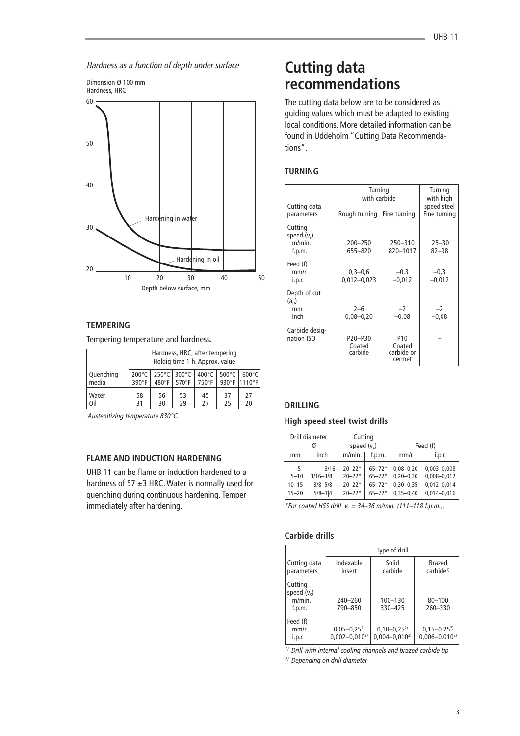*Hardness as a function of depth under surface*

Dimension Ø 100 mm

Hardness, HRC

Hardening in water

Hardening in oil

Depth below surface, mm

### TEMPERING

Tempering temperature and hardness.

| Quenching media | Hardness, HRC, after tempering Holdig time 1 h. Approx. value | | | | | |
|---|---|---|---|---|---|---|
| | 200°C 390°F | 250°C 480°F | 300°C 570°F | 400°C 750°F | 500°C 930°F | 600°C 1110°F |
| Water | 58 | 56 | 53 | 45 | 37 | 27 |
| Oil | 31 | 30 | 29 | 27 | 25 | 20 |

*Austenitizing temperature 830°C.*

### FLAME AND INDUCTION HARDENING

UHB 11 can be flame or induction hardened to a hardness of 57 ±3 HRC. Water is normally used for quenching during continuous hardening. Temper immediately after hardening.

# Cutting data recommendations

The cutting data below are to be considered as guiding values which must be adapted to existing local conditions. More detailed information can be found in Uddeholm "Cutting Data Recommendations".

### TURNING

| Cutting data parameters | Turning with carbide | | Turning with high speed steel |
|---|---|---|---|
| | Rough turning | Fine turning | Fine turning |
| Cutting speed ($v_c$) m/min. f.p.m. | 200–250 655–820 | 250–310 820–1017 | 25–30 82–98 |
| Feed (f) mm/r i.p.r. | 0,3–0,6 0,012–0,023 | –0,3 –0,012 | –0,3 –0,012 |
| Depth of cut ($a_p$) mm inch | 2–6 0,08–0,20 | –2 –0,08 | –2 –0,08 |
| Carbide designation ISO | P20–P30 Coated carbide | P10 Coated carbide or cermet | – |

### DRILLING

#### High speed steel twist drills

| Drill diameter Ø | | Cutting speed ($v_c$) | | Feed (f) | |
|---|---|---|---|---|---|
| mm | inch | m/min. | f.p.m. | mm/r | i.p.r. |
| –5 | –3/16 | 20–22* | 65–72* | 0,08–0,20 | 0,003–0,008 |
| 5–10 | 3/16–3/8 | 20–22* | 65–72* | 0,20–0,30 | 0,008–0,012 |
| 10–15 | 3/8–5/8 | 20–22* | 65–72* | 0,30–0,35 | 0,012–0,014 |
| 15–20 | 5/8–3\|4 | 20–22* | 65–72* | 0,35–0,40 | 0,014–0,016 |

*For coated HSS drill $v_c$ = 34–36 m/min. (111–118 f.p.m.).*

#### Carbide drills

| Cutting data parameters | Type of drill | | |
|---|---|---|---|
| | Indexable insert | Solid carbide | Brazed carbide[1)] |
| Cutting speed ($v_c$) m/min. f.p.m. | 240–260 790–850 | 100–130 330–425 | 80–100 260–330 |
| Feed (f) mm/r i.p.r. | 0,05–0,25[2)] 0,002–0,010[2)] | 0,10–0,25[2)] 0,004–0,010[2)] | 0,15–0,25[2)] 0,006–0,010[2)] |

*[1)] Drill with internal cooling channels and brazed carbide tip*

*[2)] Depending on drill diameter*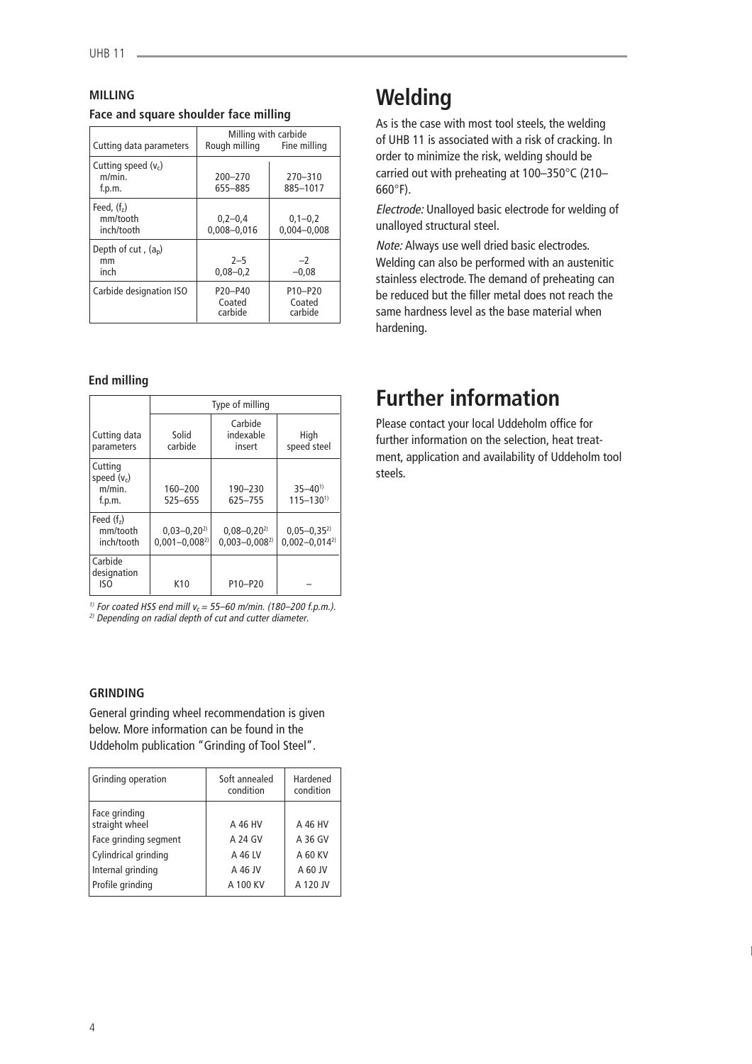## MILLING

### Face and square shoulder face milling

| Cutting data parameters | Milling with carbide Rough milling | Fine milling |
|---|---|---|
| Cutting speed ($v_c$) m/min. f.p.m. | 200–270 655–885 | 270–310 885–1017 |
| Feed, ($f_z$) mm/tooth inch/tooth | 0,2–0,4 0,008–0,016 | 0,1–0,2 0,004–0,008 |
| Depth of cut , ($a_p$) mm inch | 2–5 0,08–0,2 | –2 –0,08 |
| Carbide designation ISO | P20–P40 Coated carbide | P10–P20 Coated carbide |

### End milling

| Cutting data parameters | Type of milling Solid carbide | Carbide indexable insert | High speed steel |
|---|---|---|---|
| Cutting speed ($v_c$) m/min. f.p.m. | 160–200 525–655 | 190–230 625–755 | 35–40[1] 115–130[1] |
| Feed ($f_z$) mm/tooth inch/tooth | 0,03–0,20[2] 0,001–0,008[2] | 0,08–0,20[2] 0,003–0,008[2] | 0,05–0,35[2] 0,002–0,014[2] |
| Carbide designation ISO | K10 | P10–P20 | – |

*[1] For coated HSS end mill $v_c$ = 55–60 m/min. (180–200 f.p.m.).*
*[2] Depending on radial depth of cut and cutter diameter.*

## GRINDING

General grinding wheel recommendation is given below. More information can be found in the Uddeholm publication "Grinding of Tool Steel".

| Grinding operation | Soft annealed condition | Hardened condition |
|---|---|---|
| Face grinding straight wheel | A 46 HV | A 46 HV |
| Face grinding segment | A 24 GV | A 36 GV |
| Cylindrical grinding | A 46 LV | A 60 KV |
| Internal grinding | A 46 JV | A 60 JV |
| Profile grinding | A 100 KV | A 120 JV |

# Welding

As is the case with most tool steels, the welding of UHB 11 is associated with a risk of cracking. In order to minimize the risk, welding should be carried out with preheating at 100–350°C (210–660°F).

*Electrode:* Unalloyed basic electrode for welding of unalloyed structural steel.

*Note:* Always use well dried basic electrodes. Welding can also be performed with an austenitic stainless electrode. The demand of preheating can be reduced but the filler metal does not reach the same hardness level as the base material when hardening.

# Further information

Please contact your local Uddeholm office for further information on the selection, heat treatment, application and availability of Uddeholm tool steels.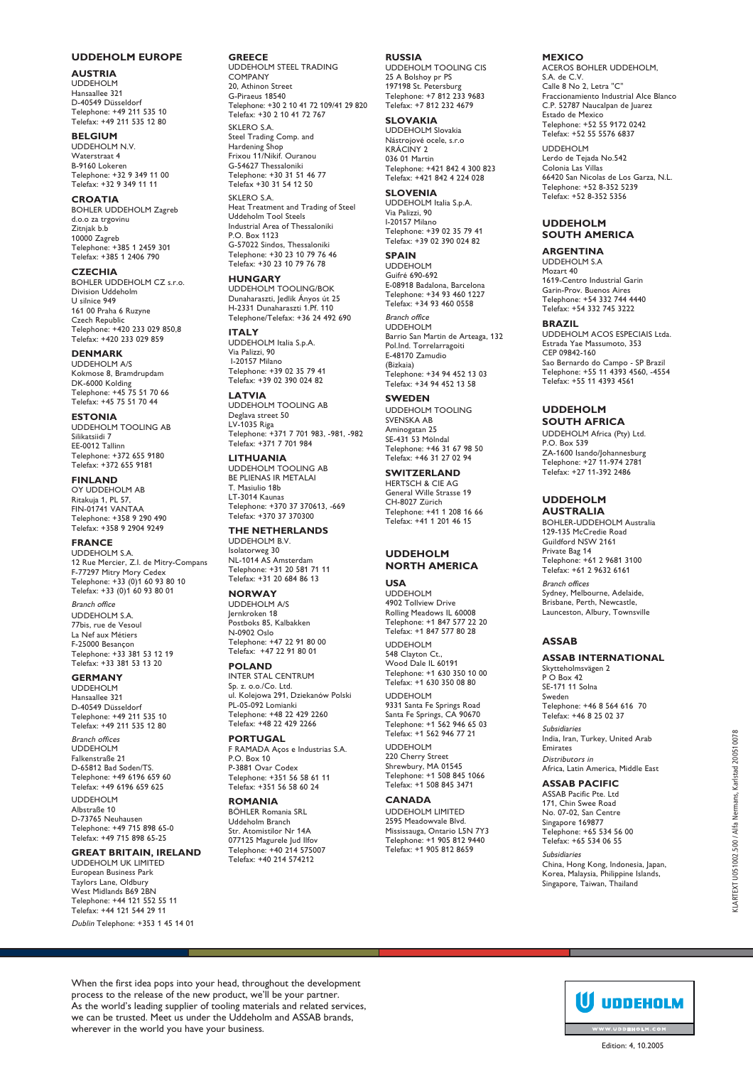## UDDEHOLM EUROPE

### AUSTRIA
UDDEHOLM
Hansaallee 321
D-40549 Düsseldorf
Telephone: +49 211 535 10
Telefax: +49 211 535 12 80

### BELGIUM
UDDEHOLM N.V.
Waterstraat 4
B-9160 Lokeren
Telephone: +32 9 349 11 00
Telefax: +32 9 349 11 11

### CROATIA
BOHLER UDDEHOLM Zagreb
d.o.o za trgovinu
Zitnjak b.b
10000 Zagreb
Telephone: +385 1 2459 301
Telefax: +385 1 2406 790

### CZECHIA
BOHLER UDDEHOLM CZ s.r.o.
Division Uddeholm
U silnice 949
161 00 Praha 6 Ruzyne
Czech Republic
Telephone: +420 233 029 850,8
Telefax: +420 233 029 859

### DENMARK
UDDEHOLM A/S
Kokmose 8, Bramdrupdam
DK-6000 Kolding
Telephone: +45 75 51 70 66
Telefax: +45 75 51 70 44

### ESTONIA
UDDEHOLM TOOLING AB
Silikatsiidi 7
EE-0012 Tallinn
Telephone: +372 655 9180
Telefax: +372 655 9181

### FINLAND
OY UDDEHOLM AB
Ritakuja 1, PL 57,
FIN-01741 VANTAA
Telephone: +358 9 290 490
Telefax: +358 9 2904 9249

### FRANCE
UDDEHOLM S.A.
12 Rue Mercier, Z.I. de Mitry-Compans
F-77297 Mitry Mory Cedex
Telephone: +33 (0)1 60 93 80 10
Telefax: +33 (0)1 60 93 80 01

*Branch office*
UDDEHOLM S.A.
77bis, rue de Vesoul
La Nef aux Métiers
F-25000 Besançon
Telephone: +33 381 53 12 19
Telefax: +33 381 53 13 20

### GERMANY
UDDEHOLM
Hansaallee 321
D-40549 Düsseldorf
Telephone: +49 211 535 10
Telefax: +49 211 535 12 80

*Branch offices*
UDDEHOLM
Falkenstraße 21
D-65812 Bad Soden/TS.
Telephone: +49 6196 659 60
Telefax: +49 6196 659 625

UDDEHOLM
Albstraße 10
D-73765 Neuhausen
Telephone: +49 715 898 65-0
Telefax: +49 715 898 65-25

### GREAT BRITAIN, IRELAND
UDDEHOLM UK LIMITED
European Business Park
Taylors Lane, Oldbury
West Midlands B69 2BN
Telephone: +44 121 552 55 11
Telefax: +44 121 544 29 11
*Dublin* Telephone: +353 1 45 14 01

### GREECE
UDDEHOLM STEEL TRADING COMPANY
20, Athinon Street
G-Piraeus 18540
Telephone: +30 2 10 41 72 109/41 29 820
Telefax: +30 2 10 41 72 767

SKLERO S.A.
Steel Trading Comp. and Hardening Shop
Frixou 11/Nikif. Ouranou
G-54627 Thessaloniki
Telephone: +30 31 51 46 77
Telefax +30 31 54 12 50

SKLERO S.A.
Heat Treatment and Trading of Steel
Uddeholm Tool Steels
Industrial Area of Thessaloniki
P.O. Box 1123
G-57022 Sindos, Thessaloniki
Telephone: +30 23 10 79 76 46
Telefax: +30 23 10 79 76 78

### HUNGARY
UDDEHOLM TOOLING/BOK
Dunaharaszti, Jedlik Ányos út 25
H-2331 Dunaharaszti 1.Pf. 110
Telephone/Telefax: +36 24 492 690

### ITALY
UDDEHOLM Italia S.p.A.
Via Palizzi, 90
I-20157 Milano
Telephone: +39 02 35 79 41
Telefax: +39 02 390 024 82

### LATVIA
UDDEHOLM TOOLING AB
Deglava street 50
LV-1035 Riga
Telephone: +371 7 701 983, -981, -982
Telefax: +371 7 701 984

### LITHUANIA
UDDEHOLM TOOLING AB
BE PLIENAS IR METALAI
T. Masiulio 18b
LT-3014 Kaunas
Telephone: +370 37 370613, -669
Telefax: +370 37 370300

### THE NETHERLANDS
UDDEHOLM B.V.
Isolatorweg 30
NL-1014 AS Amsterdam
Telephone: +31 20 581 71 11
Telefax: +31 20 684 86 13

### NORWAY
UDDEHOLM A/S
Jernkroken 18
Postboks 85, Kalbakken
N-0902 Oslo
Telephone: +47 22 91 80 00
Telefax: +47 22 91 80 01

### POLAND
INTER STAL CENTRUM
Sp. z. o.o./Co. Ltd.
ul. Kolejowa 291, Dziekanów Polski
PL-05-092 Lomianki
Telephone: +48 22 429 2260
Telefax: +48 22 429 2266

### PORTUGAL
F RAMADA Aços e Industrias S.A.
P.O. Box 10
P-3881 Ovar Codex
Telephone: +351 56 58 61 11
Telefax: +351 56 58 60 24

### ROMANIA
BÖHLER Romania SRL
Uddeholm Branch
Str. Atomistilor Nr 14A
077125 Magurele Jud Ilfov
Telephone: +40 214 575007
Telefax: +40 214 574212

### RUSSIA
UDDEHOLM TOOLING CIS
25 A Bolshoy pr PS
197198 St. Petersburg
Telephone: +7 812 233 9683
Telefax: +7 812 232 4679

### SLOVAKIA
UDDEHOLM Slovakia
Nástrojové ocele, s.r.o
KRÁCINY 2
036 01 Martin
Telephone: +421 842 4 300 823
Telefax: +421 842 4 224 028

### SLOVENIA
UDDEHOLM Italia S.p.A.
Via Palizzi, 90
I-20157 Milano
Telephone: +39 02 35 79 41
Telefax: +39 02 390 024 82

### SPAIN
UDDEHOLM
Guifré 690-692
E-08918 Badalona, Barcelona
Telephone: +34 93 460 1227
Telefax: +34 93 460 0558

*Branch office*
UDDEHOLM
Barrio San Martin de Arteaga, 132
Pol.Ind. Torrelarragoiti
E-48170 Zamudio
(Bizkaia)
Telephone: +34 94 452 13 03
Telefax: +34 94 452 13 58

### SWEDEN
UDDEHOLM TOOLING SVENSKA AB
Aminogatan 25
SE-431 53 Mölndal
Telephone: +46 31 67 98 50
Telefax: +46 31 27 02 94

### SWITZERLAND
HERTSCH & CIE AG
General Wille Strasse 19
CH-8027 Zürich
Telephone: +41 1 208 16 66
Telefax: +41 1 201 46 15

## UDDEHOLM NORTH AMERICA

### USA
UDDEHOLM
4902 Tollview Drive
Rolling Meadows IL 60008
Telephone: +1 847 577 22 20
Telefax: +1 847 577 80 28

UDDEHOLM
548 Clayton Ct.,
Wood Dale IL 60191
Telephone: +1 630 350 10 00
Telefax: +1 630 350 08 80

UDDEHOLM
9331 Santa Fe Springs Road
Santa Fe Springs, CA 90670
Telephone: +1 562 946 65 03
Telefax: +1 562 946 77 21

UDDEHOLM
220 Cherry Street
Shrewbury, MA 01545
Telephone: +1 508 845 1066
Telefax: +1 508 845 3471

### CANADA
UDDEHOLM LIMITED
2595 Meadowvale Blvd.
Mississauga, Ontario L5N 7Y3
Telephone: +1 905 812 9440
Telefax: +1 905 812 8659

### MEXICO
ACEROS BOHLER UDDEHOLM, S.A. de C.V.
Calle 8 No 2, Letra "C"
Fraccionamiento Industrial Alce Blanco
C.P. 52787 Naucalpan de Juarez
Estado de Mexico
Telephone: +52 55 9172 0242
Telefax: +52 55 5576 6837

UDDEHOLM
Lerdo de Tejada No.542
Colonia Las Villas
66420 San Nicolas de Los Garza, N.L.
Telephone: +52 8-352 5239
Telefax: +52 8-352 5356

## UDDEHOLM SOUTH AMERICA

### ARGENTINA
UDDEHOLM S.A
Mozart 40
1619-Centro Industrial Garin
Garin-Prov. Buenos Aires
Telephone: +54 332 744 4440
Telefax: +54 332 745 3222

### BRAZIL
UDDEHOLM ACOS ESPECIAIS Ltda.
Estrada Yae Massumoto, 353
CEP 09842-160
Sao Bernardo do Campo - SP Brazil
Telephone: +55 11 4393 4560, -4554
Telefax: +55 11 4393 4561

## UDDEHOLM SOUTH AFRICA
UDDEHOLM Africa (Pty) Ltd.
P.O. Box 539
ZA-1600 Isando/Johannesburg
Telephone: +27 11-974 2781
Telefax: +27 11-392 2486

## UDDEHOLM AUSTRALIA
BOHLER-UDDEHOLM Australia
129-135 McCredie Road
Guildford NSW 2161
Private Bag 14
Telephone: +61 2 9681 3100
Telefax: +61 2 9632 6161

*Branch offices*
Sydney, Melbourne, Adelaide, Brisbane, Perth, Newcastle, Launceston, Albury, Townsville

## ASSAB

### ASSAB INTERNATIONAL
Skytteholmsvägen 2
P O Box 42
SE-171 11 Solna
Sweden
Telephone: +46 8 564 616 70
Telefax: +46 8 25 02 37

*Subsidiaries*
India, Iran, Turkey, United Arab Emirates

*Distributors in*
Africa, Latin America, Middle East

### ASSAB PACIFIC
ASSAB Pacific Pte. Ltd
171, Chin Swee Road
No. 07-02, San Centre
Singapore 169877
Telephone: +65 534 56 00
Telefax: +65 534 06 55

*Subsidiaries*
China, Hong Kong, Indonesia, Japan, Korea, Malaysia, Philippine Islands, Singapore, Taiwan, Thailand

KIARTEXT U051002.500 / Alfa Nermans, Karlstad 20051007S

When the first idea pops into your head, throughout the development process to the release of the new product, we'll be your partner. As the world's leading supplier of tooling materials and related services, we can be trusted. Meet us under the Uddeholm and ASSAB brands, wherever in the world you have your business.

UDDEHOLM
WWW.UDDEHOLM.COM

Edition: 4, 10.2005